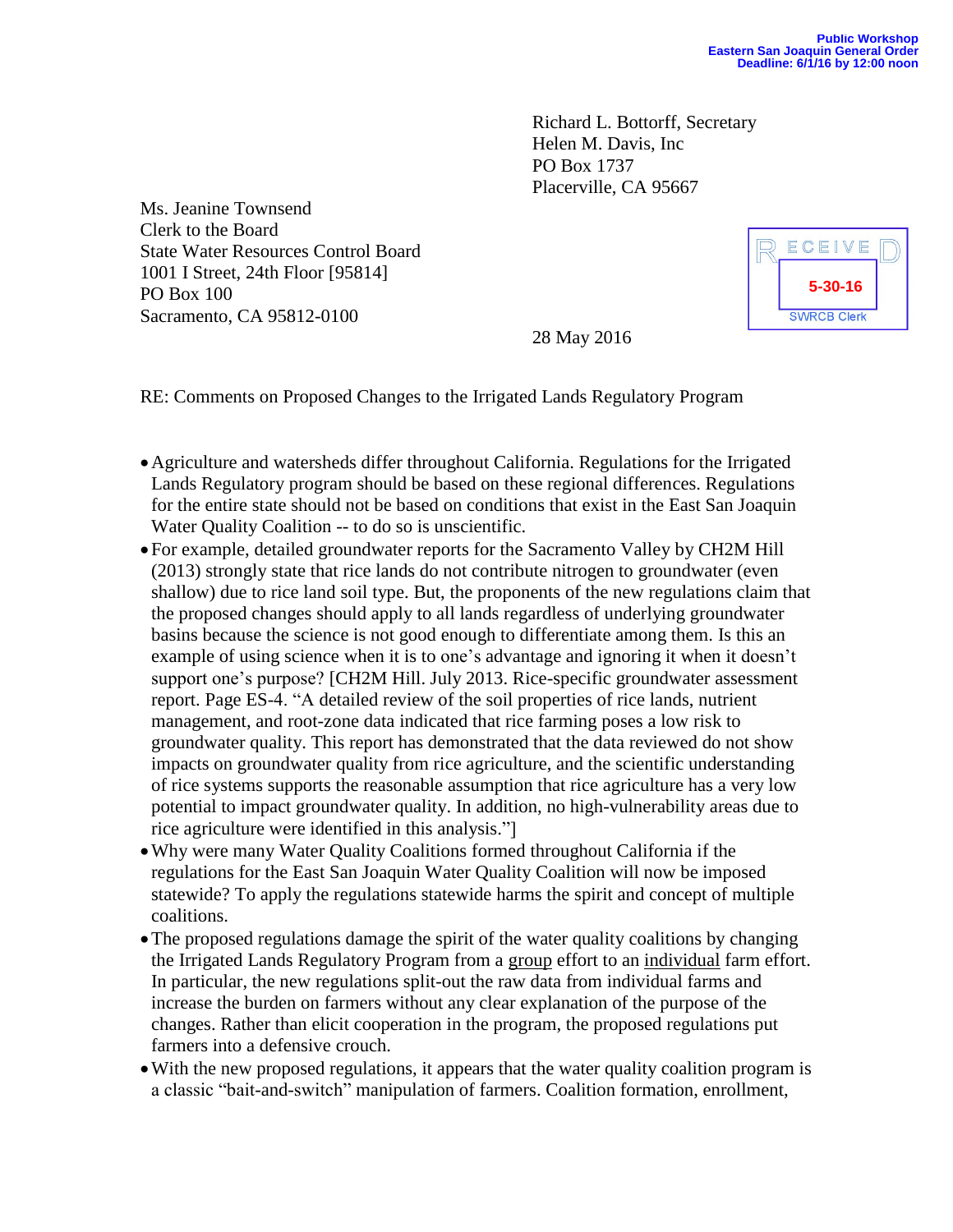**Public Workshop**
**Eastern San Joaquin General Order**
**Deadline: 6/1/16 by 12:00 noon**

Richard L. Bottorff, Secretary
Helen M. Davis, Inc
PO Box 1737
Placerville, CA 95667

Ms. Jeanine Townsend
Clerk to the Board
State Water Resources Control Board
1001 I Street, 24th Floor [95814]
PO Box 100
Sacramento, CA 95812-0100

RECEIVED
5-30-16
SWRCB Clerk

28 May 2016

RE: Comments on Proposed Changes to the Irrigated Lands Regulatory Program

- Agriculture and watersheds differ throughout California. Regulations for the Irrigated Lands Regulatory program should be based on these regional differences. Regulations for the entire state should not be based on conditions that exist in the East San Joaquin Water Quality Coalition -- to do so is unscientific.
- For example, detailed groundwater reports for the Sacramento Valley by CH2M Hill (2013) strongly state that rice lands do not contribute nitrogen to groundwater (even shallow) due to rice land soil type. But, the proponents of the new regulations claim that the proposed changes should apply to all lands regardless of underlying groundwater basins because the science is not good enough to differentiate among them. Is this an example of using science when it is to one's advantage and ignoring it when it doesn't support one's purpose? [CH2M Hill. July 2013. Rice-specific groundwater assessment report. Page ES-4. "A detailed review of the soil properties of rice lands, nutrient management, and root-zone data indicated that rice farming poses a low risk to groundwater quality. This report has demonstrated that the data reviewed do not show impacts on groundwater quality from rice agriculture, and the scientific understanding of rice systems supports the reasonable assumption that rice agriculture has a very low potential to impact groundwater quality. In addition, no high-vulnerability areas due to rice agriculture were identified in this analysis."]
- Why were many Water Quality Coalitions formed throughout California if the regulations for the East San Joaquin Water Quality Coalition will now be imposed statewide? To apply the regulations statewide harms the spirit and concept of multiple coalitions.
- The proposed regulations damage the spirit of the water quality coalitions by changing the Irrigated Lands Regulatory Program from a group effort to an individual farm effort. In particular, the new regulations split-out the raw data from individual farms and increase the burden on farmers without any clear explanation of the purpose of the changes. Rather than elicit cooperation in the program, the proposed regulations put farmers into a defensive crouch.
- With the new proposed regulations, it appears that the water quality coalition program is a classic "bait-and-switch" manipulation of farmers. Coalition formation, enrollment,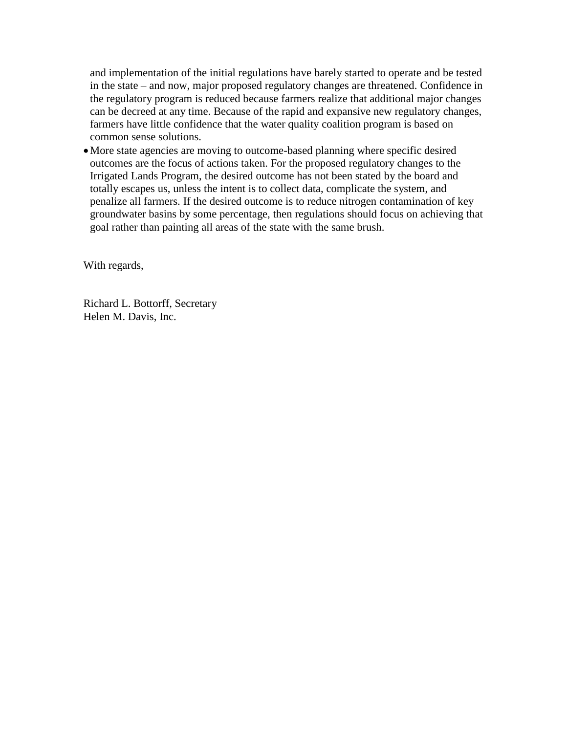and implementation of the initial regulations have barely started to operate and be tested in the state – and now, major proposed regulatory changes are threatened. Confidence in the regulatory program is reduced because farmers realize that additional major changes can be decreed at any time. Because of the rapid and expansive new regulatory changes, farmers have little confidence that the water quality coalition program is based on common sense solutions.

- More state agencies are moving to outcome-based planning where specific desired outcomes are the focus of actions taken. For the proposed regulatory changes to the Irrigated Lands Program, the desired outcome has not been stated by the board and totally escapes us, unless the intent is to collect data, complicate the system, and penalize all farmers. If the desired outcome is to reduce nitrogen contamination of key groundwater basins by some percentage, then regulations should focus on achieving that goal rather than painting all areas of the state with the same brush.

With regards,

Richard L. Bottorff, Secretary
Helen M. Davis, Inc.